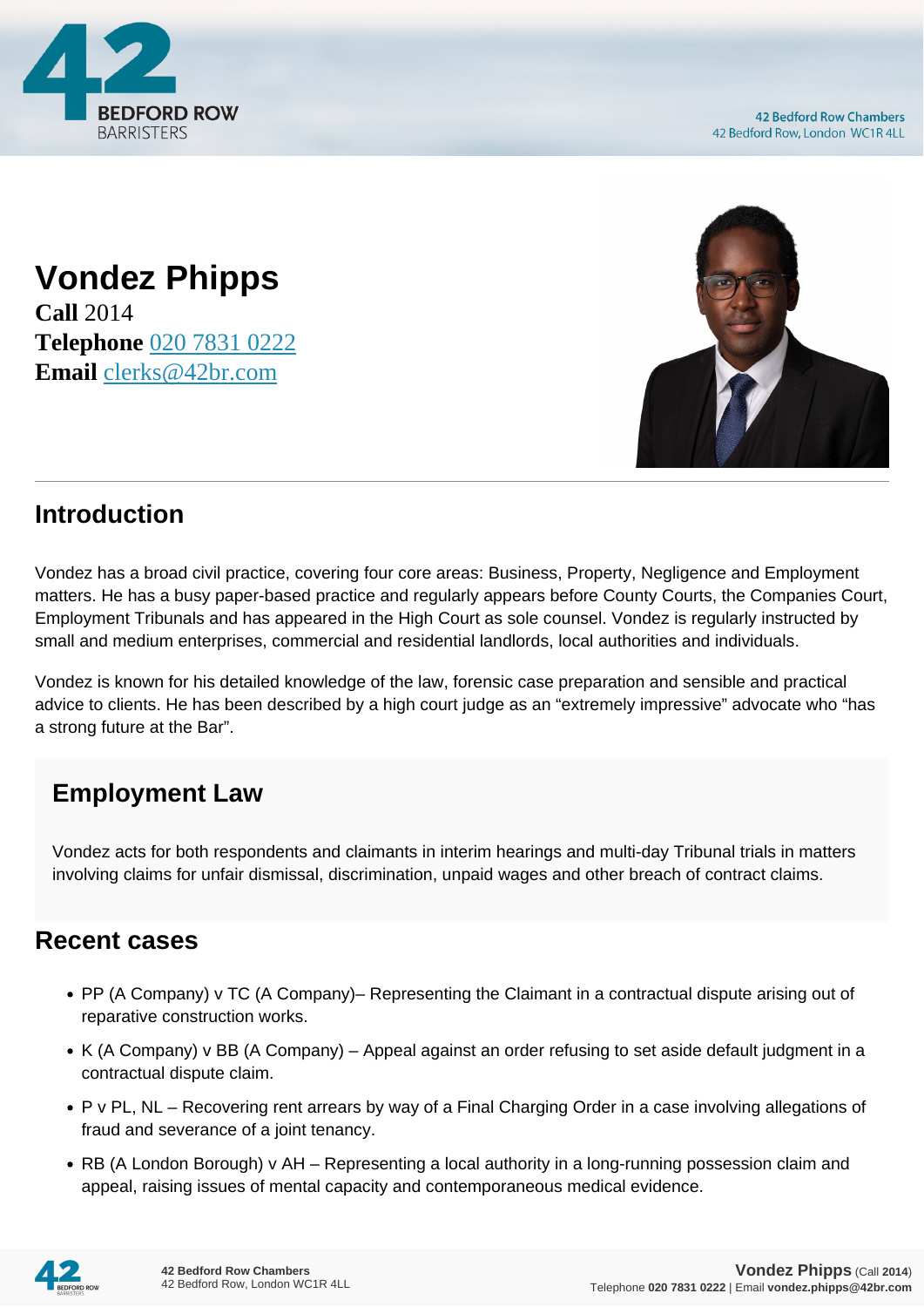# Vondez Phipps

**Call** 2014
**Telephone** 020 7831 0222
**Email** clerks@42br.com

## Introduction

Vondez has a broad civil practice, covering four core areas: Business, Property, Negligence and Employment matters. He has a busy paper-based practice and regularly appears before County Courts, the Companies Court, Employment Tribunals and has appeared in the High Court as sole counsel. Vondez is regularly instructed by small and medium enterprises, commercial and residential landlords, local authorities and individuals.

Vondez is known for his detailed knowledge of the law, forensic case preparation and sensible and practical advice to clients. He has been described by a high court judge as an "extremely impressive" advocate who "has a strong future at the Bar".

## Employment Law

Vondez acts for both respondents and claimants in interim hearings and multi-day Tribunal trials in matters involving claims for unfair dismissal, discrimination, unpaid wages and other breach of contract claims.

## Recent cases

- PP (A Company) v TC (A Company)– Representing the Claimant in a contractual dispute arising out of reparative construction works.
- K (A Company) v BB (A Company) – Appeal against an order refusing to set aside default judgment in a contractual dispute claim.
- P v PL, NL – Recovering rent arrears by way of a Final Charging Order in a case involving allegations of fraud and severance of a joint tenancy.
- RB (A London Borough) v AH – Representing a local authority in a long-running possession claim and appeal, raising issues of mental capacity and contemporaneous medical evidence.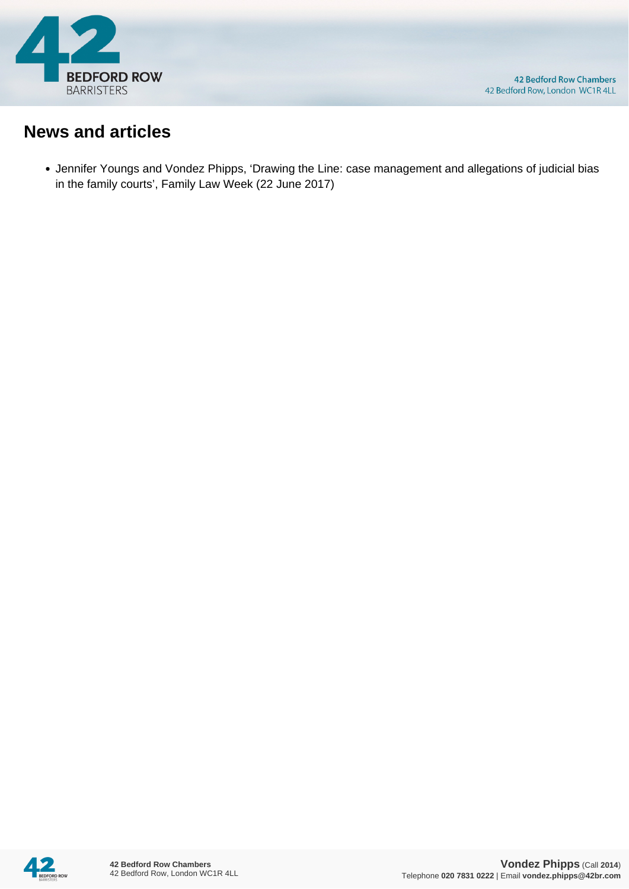## News and articles

- Jennifer Youngs and Vondez Phipps, ‘Drawing the Line: case management and allegations of judicial bias in the family courts’, Family Law Week (22 June 2017)